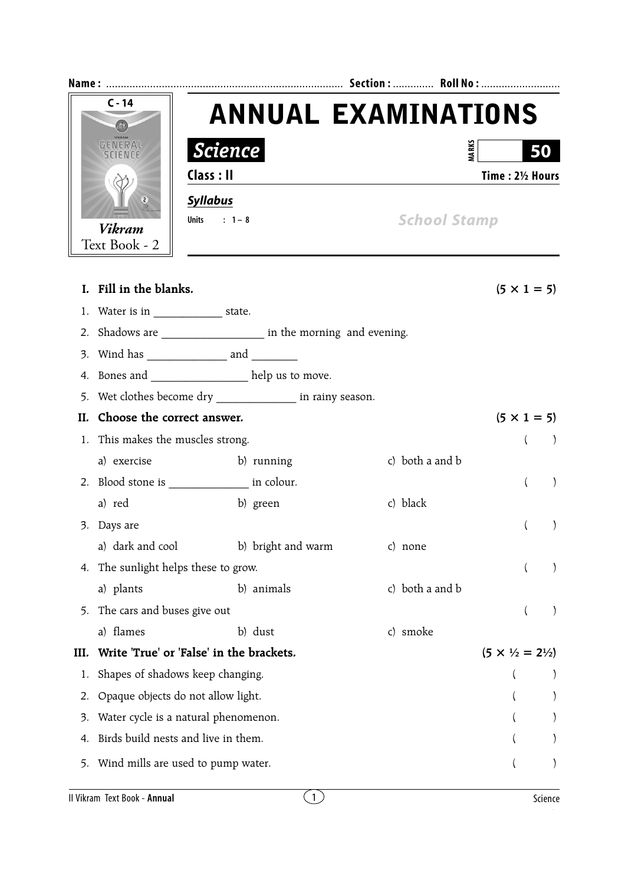Name : ................................................................................ Section : ............. Roll No : ..........................

C - 14

Vikram
Text Book - 2

# ANNUAL EXAMINATIONS

## Science

MARKS 50

**Class : II** **Time : 2½ Hours**

***Syllabus***

Units : 1 – 8

School Stamp

**I. Fill in the blanks.** **(5 × 1 = 5)**

1. Water is in ____________ state.
2. Shadows are __________________ in the morning and evening.
3. Wind has ______________ and ________
4. Bones and _________________ help us to move.
5. Wet clothes become dry ______________ in rainy season.

**II. Choose the correct answer.** **(5 × 1 = 5)**

1. This makes the muscles strong. ( )
   a) exercise b) running c) both a and b
2. Blood stone is ______________ in colour. ( )
   a) red b) green c) black
3. Days are ( )
   a) dark and cool b) bright and warm c) none
4. The sunlight helps these to grow. ( )
   a) plants b) animals c) both a and b
5. The cars and buses give out ( )
   a) flames b) dust c) smoke

**III. Write 'True' or 'False' in the brackets.** **(5 × ½ = 2½)**

1. Shapes of shadows keep changing. ( )
2. Opaque objects do not allow light. ( )
3. Water cycle is a natural phenomenon. ( )
4. Birds build nests and live in them. ( )
5. Wind mills are used to pump water. ( )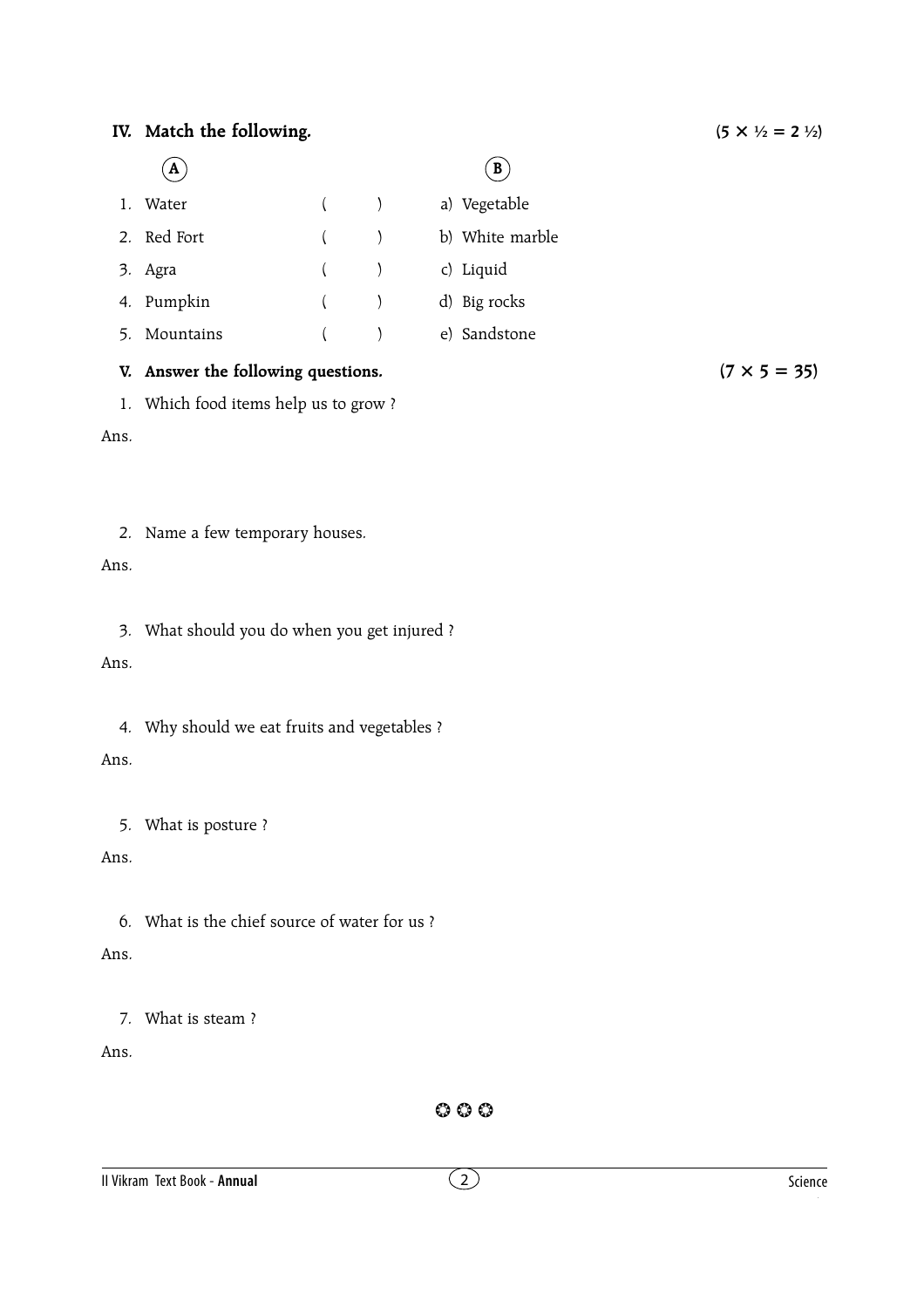## IV. Match the following. (5 × ½ = 2 ½)

| A | | B |
|---|---|---|
| 1. Water | ( ) | a) Vegetable |
| 2. Red Fort | ( ) | b) White marble |
| 3. Agra | ( ) | c) Liquid |
| 4. Pumpkin | ( ) | d) Big rocks |
| 5. Mountains | ( ) | e) Sandstone |

## V. Answer the following questions. (7 × 5 = 35)

1. Which food items help us to grow ?

Ans.

2. Name a few temporary houses.

Ans.

3. What should you do when you get injured ?

Ans.

4. Why should we eat fruits and vegetables ?

Ans.

5. What is posture ?

Ans.

6. What is the chief source of water for us ?

Ans.

7. What is steam ?

Ans.

❂ ❂ ❂